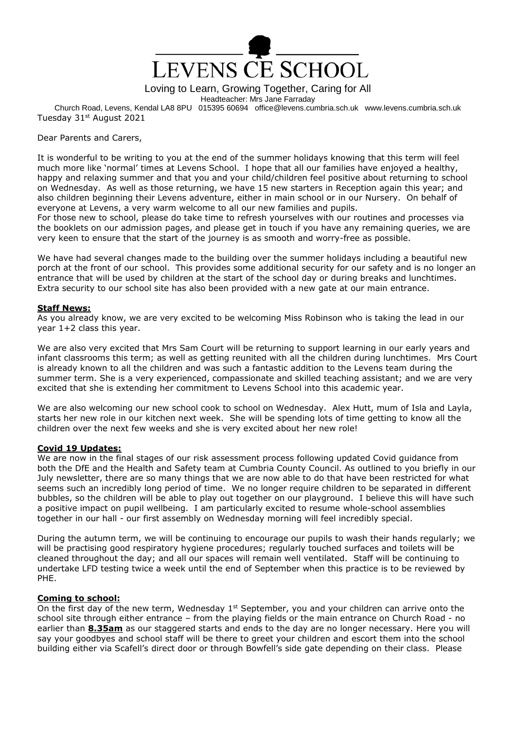# LEVENS CE SCHOOL

Loving to Learn, Growing Together, Caring for All

Headteacher: Mrs Jane Farraday

Church Road, Levens, Kendal LA8 8PU 015395 60694 office@levens.cumbria.sch.uk www.levens.cumbria.sch.uk

Tuesday 31st August 2021

Dear Parents and Carers,

It is wonderful to be writing to you at the end of the summer holidays knowing that this term will feel much more like 'normal' times at Levens School. I hope that all our families have enjoyed a healthy, happy and relaxing summer and that you and your child/children feel positive about returning to school on Wednesday. As well as those returning, we have 15 new starters in Reception again this year; and also children beginning their Levens adventure, either in main school or in our Nursery. On behalf of everyone at Levens, a very warm welcome to all our new families and pupils.

For those new to school, please do take time to refresh yourselves with our routines and processes via the booklets on our admission pages, and please get in touch if you have any remaining queries, we are very keen to ensure that the start of the journey is as smooth and worry-free as possible.

We have had several changes made to the building over the summer holidays including a beautiful new porch at the front of our school. This provides some additional security for our safety and is no longer an entrance that will be used by children at the start of the school day or during breaks and lunchtimes. Extra security to our school site has also been provided with a new gate at our main entrance.

**Staff News:**

As you already know, we are very excited to be welcoming Miss Robinson who is taking the lead in our year 1+2 class this year.

We are also very excited that Mrs Sam Court will be returning to support learning in our early years and infant classrooms this term; as well as getting reunited with all the children during lunchtimes. Mrs Court is already known to all the children and was such a fantastic addition to the Levens team during the summer term. She is a very experienced, compassionate and skilled teaching assistant; and we are very excited that she is extending her commitment to Levens School into this academic year.

We are also welcoming our new school cook to school on Wednesday. Alex Hutt, mum of Isla and Layla, starts her new role in our kitchen next week. She will be spending lots of time getting to know all the children over the next few weeks and she is very excited about her new role!

**Covid 19 Updates:**

We are now in the final stages of our risk assessment process following updated Covid guidance from both the DfE and the Health and Safety team at Cumbria County Council. As outlined to you briefly in our July newsletter, there are so many things that we are now able to do that have been restricted for what seems such an incredibly long period of time. We no longer require children to be separated in different bubbles, so the children will be able to play out together on our playground. I believe this will have such a positive impact on pupil wellbeing. I am particularly excited to resume whole-school assemblies together in our hall - our first assembly on Wednesday morning will feel incredibly special.

During the autumn term, we will be continuing to encourage our pupils to wash their hands regularly; we will be practising good respiratory hygiene procedures; regularly touched surfaces and toilets will be cleaned throughout the day; and all our spaces will remain well ventilated. Staff will be continuing to undertake LFD testing twice a week until the end of September when this practice is to be reviewed by PHE.

**Coming to school:**

On the first day of the new term, Wednesday 1st September, you and your children can arrive onto the school site through either entrance – from the playing fields or the main entrance on Church Road - no earlier than **8.35am** as our staggered starts and ends to the day are no longer necessary. Here you will say your goodbyes and school staff will be there to greet your children and escort them into the school building either via Scafell's direct door or through Bowfell's side gate depending on their class. Please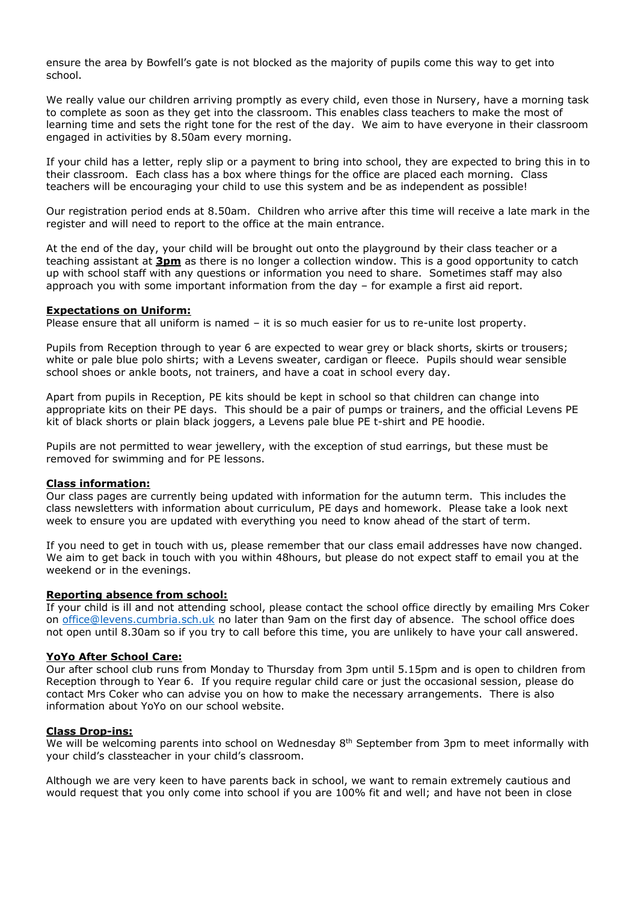ensure the area by Bowfell's gate is not blocked as the majority of pupils come this way to get into school.

We really value our children arriving promptly as every child, even those in Nursery, have a morning task to complete as soon as they get into the classroom. This enables class teachers to make the most of learning time and sets the right tone for the rest of the day. We aim to have everyone in their classroom engaged in activities by 8.50am every morning.

If your child has a letter, reply slip or a payment to bring into school, they are expected to bring this in to their classroom. Each class has a box where things for the office are placed each morning. Class teachers will be encouraging your child to use this system and be as independent as possible!

Our registration period ends at 8.50am. Children who arrive after this time will receive a late mark in the register and will need to report to the office at the main entrance.

At the end of the day, your child will be brought out onto the playground by their class teacher or a teaching assistant at **3pm** as there is no longer a collection window. This is a good opportunity to catch up with school staff with any questions or information you need to share. Sometimes staff may also approach you with some important information from the day – for example a first aid report.

**Expectations on Uniform:**

Please ensure that all uniform is named – it is so much easier for us to re-unite lost property.

Pupils from Reception through to year 6 are expected to wear grey or black shorts, skirts or trousers; white or pale blue polo shirts; with a Levens sweater, cardigan or fleece. Pupils should wear sensible school shoes or ankle boots, not trainers, and have a coat in school every day.

Apart from pupils in Reception, PE kits should be kept in school so that children can change into appropriate kits on their PE days. This should be a pair of pumps or trainers, and the official Levens PE kit of black shorts or plain black joggers, a Levens pale blue PE t-shirt and PE hoodie.

Pupils are not permitted to wear jewellery, with the exception of stud earrings, but these must be removed for swimming and for PE lessons.

**Class information:**

Our class pages are currently being updated with information for the autumn term. This includes the class newsletters with information about curriculum, PE days and homework. Please take a look next week to ensure you are updated with everything you need to know ahead of the start of term.

If you need to get in touch with us, please remember that our class email addresses have now changed. We aim to get back in touch with you within 48hours, but please do not expect staff to email you at the weekend or in the evenings.

**Reporting absence from school:**

If your child is ill and not attending school, please contact the school office directly by emailing Mrs Coker on office@levens.cumbria.sch.uk no later than 9am on the first day of absence. The school office does not open until 8.30am so if you try to call before this time, you are unlikely to have your call answered.

**YoYo After School Care:**

Our after school club runs from Monday to Thursday from 3pm until 5.15pm and is open to children from Reception through to Year 6. If you require regular child care or just the occasional session, please do contact Mrs Coker who can advise you on how to make the necessary arrangements. There is also information about YoYo on our school website.

**Class Drop-ins:**

We will be welcoming parents into school on Wednesday 8th September from 3pm to meet informally with your child's classteacher in your child's classroom.

Although we are very keen to have parents back in school, we want to remain extremely cautious and would request that you only come into school if you are 100% fit and well; and have not been in close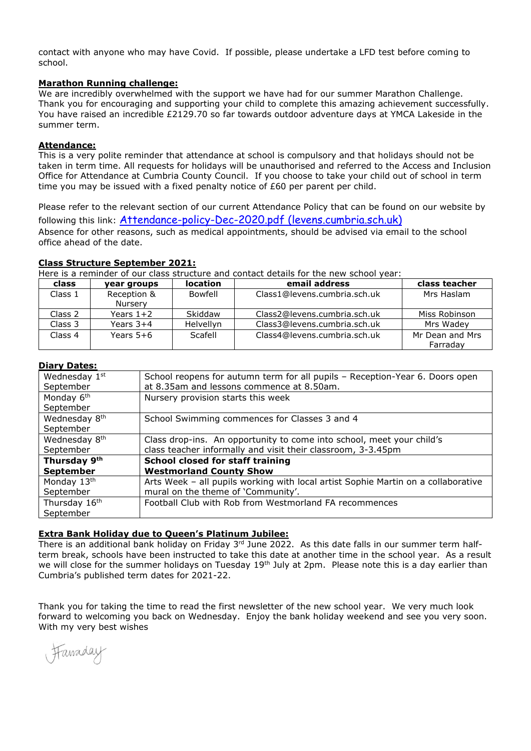contact with anyone who may have Covid. If possible, please undertake a LFD test before coming to school.

**Marathon Running challenge:**

We are incredibly overwhelmed with the support we have had for our summer Marathon Challenge. Thank you for encouraging and supporting your child to complete this amazing achievement successfully. You have raised an incredible £2129.70 so far towards outdoor adventure days at YMCA Lakeside in the summer term.

**Attendance:**

This is a very polite reminder that attendance at school is compulsory and that holidays should not be taken in term time. All requests for holidays will be unauthorised and referred to the Access and Inclusion Office for Attendance at Cumbria County Council. If you choose to take your child out of school in term time you may be issued with a fixed penalty notice of £60 per parent per child.

Please refer to the relevant section of our current Attendance Policy that can be found on our website by following this link: [Attendance-policy-Dec-2020.pdf (levens.cumbria.sch.uk)](Attendance-policy-Dec-2020.pdf)

Absence for other reasons, such as medical appointments, should be advised via email to the school office ahead of the date.

**Class Structure September 2021:**

Here is a reminder of our class structure and contact details for the new school year:

| class | year groups | location | email address | class teacher |
|---|---|---|---|---|
| Class 1 | Reception & Nursery | Bowfell | Class1@levens.cumbria.sch.uk | Mrs Haslam |
| Class 2 | Years 1+2 | Skiddaw | Class2@levens.cumbria.sch.uk | Miss Robinson |
| Class 3 | Years 3+4 | Helvellyn | Class3@levens.cumbria.sch.uk | Mrs Wadey |
| Class 4 | Years 5+6 | Scafell | Class4@levens.cumbria.sch.uk | Mr Dean and Mrs Farraday |

**Diary Dates:**

| | |
|---|---|
| Wednesday 1st September | School reopens for autumn term for all pupils – Reception-Year 6. Doors open at 8.35am and lessons commence at 8.50am. |
| Monday 6th September | Nursery provision starts this week |
| Wednesday 8th September | School Swimming commences for Classes 3 and 4 |
| Wednesday 8th September | Class drop-ins. An opportunity to come into school, meet your child's class teacher informally and visit their classroom, 3-3.45pm |
| **Thursday 9th September** | **School closed for staff training** **Westmorland County Show** |
| Monday 13th September | Arts Week – all pupils working with local artist Sophie Martin on a collaborative mural on the theme of 'Community'. |
| Thursday 16th September | Football Club with Rob from Westmorland FA recommences |

**Extra Bank Holiday due to Queen's Platinum Jubilee:**

There is an additional bank holiday on Friday 3rd June 2022. As this date falls in our summer term half-term break, schools have been instructed to take this date at another time in the school year. As a result we will close for the summer holidays on Tuesday 19th July at 2pm. Please note this is a day earlier than Cumbria's published term dates for 2021-22.

Thank you for taking the time to read the first newsletter of the new school year. We very much look forward to welcoming you back on Wednesday. Enjoy the bank holiday weekend and see you very soon.

With my very best wishes

Faraday